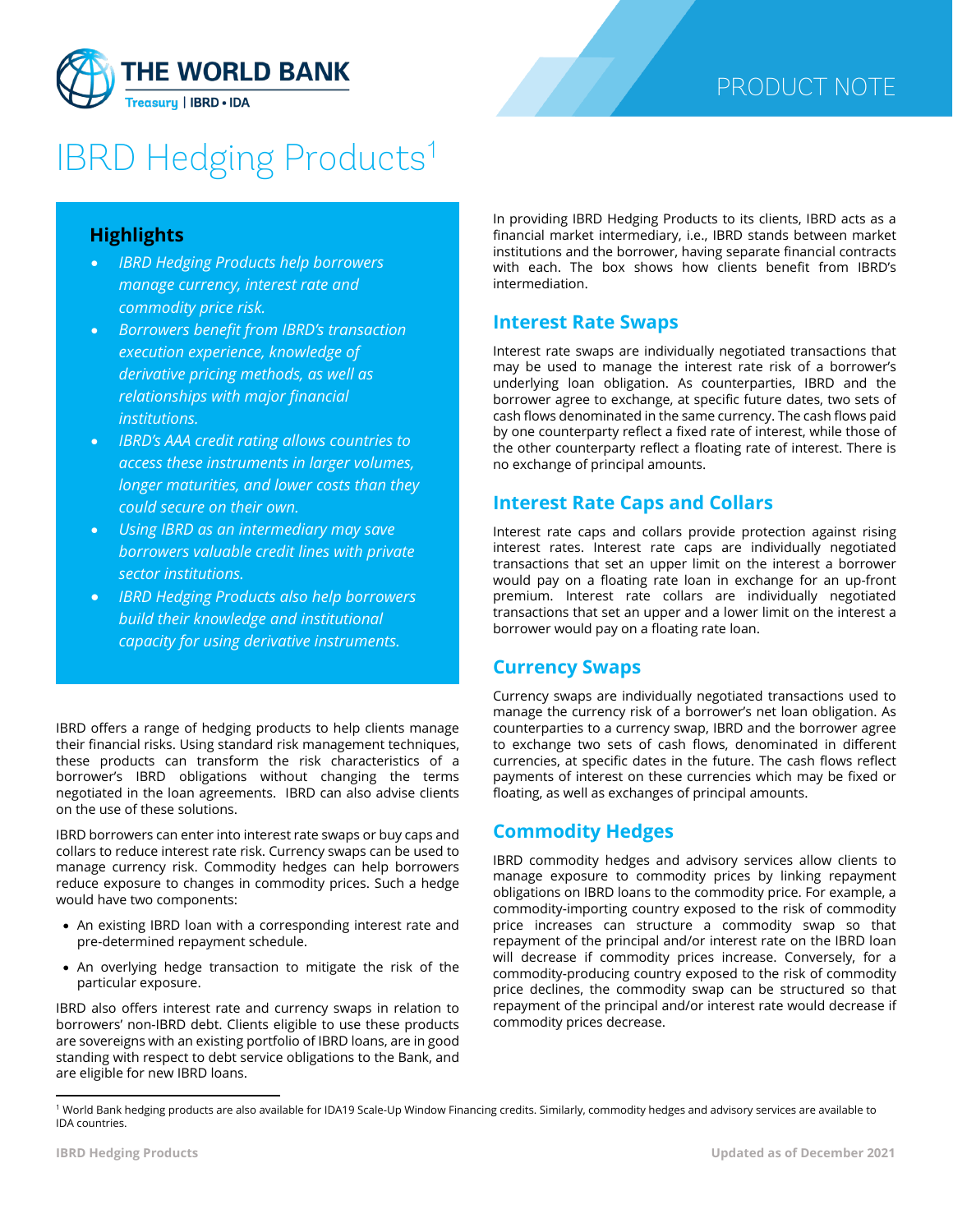PRODUCT NOTE

# IBRD Hedging Products[1]

## Highlights

- *IBRD Hedging Products help borrowers manage currency, interest rate and commodity price risk.*
- *Borrowers benefit from IBRD's transaction execution experience, knowledge of derivative pricing methods, as well as relationships with major financial institutions.*
- *IBRD's AAA credit rating allows countries to access these instruments in larger volumes, longer maturities, and lower costs than they could secure on their own.*
- *Using IBRD as an intermediary may save borrowers valuable credit lines with private sector institutions.*
- *IBRD Hedging Products also help borrowers build their knowledge and institutional capacity for using derivative instruments.*

IBRD offers a range of hedging products to help clients manage their financial risks. Using standard risk management techniques, these products can transform the risk characteristics of a borrower's IBRD obligations without changing the terms negotiated in the loan agreements. IBRD can also advise clients on the use of these solutions.

IBRD borrowers can enter into interest rate swaps or buy caps and collars to reduce interest rate risk. Currency swaps can be used to manage currency risk. Commodity hedges can help borrowers reduce exposure to changes in commodity prices. Such a hedge would have two components:

- An existing IBRD loan with a corresponding interest rate and pre-determined repayment schedule.
- An overlying hedge transaction to mitigate the risk of the particular exposure.

IBRD also offers interest rate and currency swaps in relation to borrowers' non-IBRD debt. Clients eligible to use these products are sovereigns with an existing portfolio of IBRD loans, are in good standing with respect to debt service obligations to the Bank, and are eligible for new IBRD loans.

In providing IBRD Hedging Products to its clients, IBRD acts as a financial market intermediary, i.e., IBRD stands between market institutions and the borrower, having separate financial contracts with each. The box shows how clients benefit from IBRD's intermediation.

## Interest Rate Swaps

Interest rate swaps are individually negotiated transactions that may be used to manage the interest rate risk of a borrower's underlying loan obligation. As counterparties, IBRD and the borrower agree to exchange, at specific future dates, two sets of cash flows denominated in the same currency. The cash flows paid by one counterparty reflect a fixed rate of interest, while those of the other counterparty reflect a floating rate of interest. There is no exchange of principal amounts.

## Interest Rate Caps and Collars

Interest rate caps and collars provide protection against rising interest rates. Interest rate caps are individually negotiated transactions that set an upper limit on the interest a borrower would pay on a floating rate loan in exchange for an up-front premium. Interest rate collars are individually negotiated transactions that set an upper and a lower limit on the interest a borrower would pay on a floating rate loan.

## Currency Swaps

Currency swaps are individually negotiated transactions used to manage the currency risk of a borrower's net loan obligation. As counterparties to a currency swap, IBRD and the borrower agree to exchange two sets of cash flows, denominated in different currencies, at specific dates in the future. The cash flows reflect payments of interest on these currencies which may be fixed or floating, as well as exchanges of principal amounts.

## Commodity Hedges

IBRD commodity hedges and advisory services allow clients to manage exposure to commodity prices by linking repayment obligations on IBRD loans to the commodity price. For example, a commodity-importing country exposed to the risk of commodity price increases can structure a commodity swap so that repayment of the principal and/or interest rate on the IBRD loan will decrease if commodity prices increase. Conversely, for a commodity-producing country exposed to the risk of commodity price declines, the commodity swap can be structured so that repayment of the principal and/or interest rate would decrease if commodity prices decrease.

---

[1] World Bank hedging products are also available for IDA19 Scale-Up Window Financing credits. Similarly, commodity hedges and advisory services are available to IDA countries.

Updated as of December 2021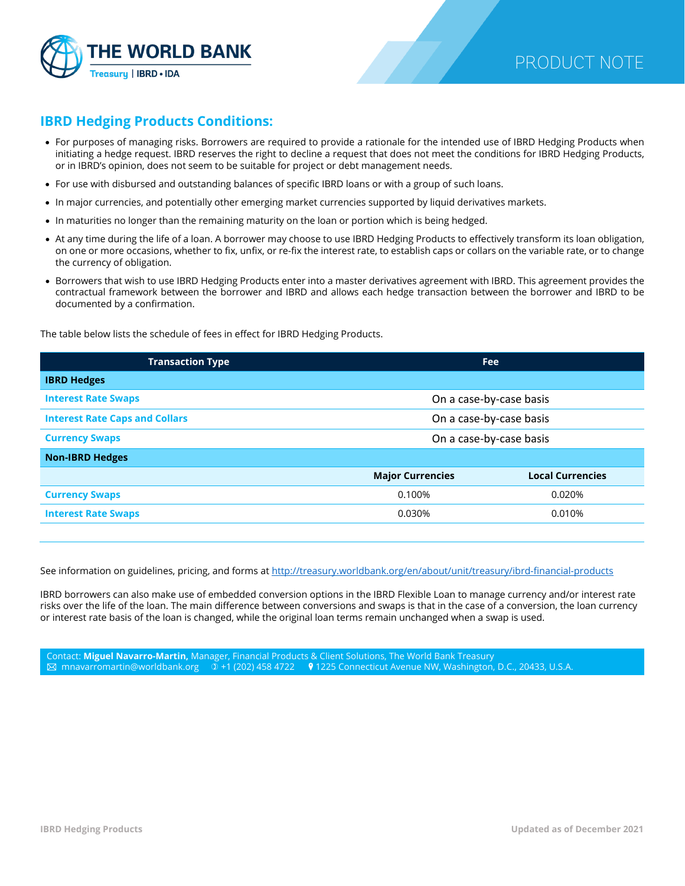THE WORLD BANK
Treasury | IBRD • IDA

PRODUCT NOTE

## IBRD Hedging Products Conditions:

- For purposes of managing risks. Borrowers are required to provide a rationale for the intended use of IBRD Hedging Products when initiating a hedge request. IBRD reserves the right to decline a request that does not meet the conditions for IBRD Hedging Products, or in IBRD's opinion, does not seem to be suitable for project or debt management needs.
- For use with disbursed and outstanding balances of specific IBRD loans or with a group of such loans.
- In major currencies, and potentially other emerging market currencies supported by liquid derivatives markets.
- In maturities no longer than the remaining maturity on the loan or portion which is being hedged.
- At any time during the life of a loan. A borrower may choose to use IBRD Hedging Products to effectively transform its loan obligation, on one or more occasions, whether to fix, unfix, or re-fix the interest rate, to establish caps or collars on the variable rate, or to change the currency of obligation.
- Borrowers that wish to use IBRD Hedging Products enter into a master derivatives agreement with IBRD. This agreement provides the contractual framework between the borrower and IBRD and allows each hedge transaction between the borrower and IBRD to be documented by a confirmation.

The table below lists the schedule of fees in effect for IBRD Hedging Products.

| Transaction Type | Fee | |
|---|---|---|
| **IBRD Hedges** | | |
| Interest Rate Swaps | On a case-by-case basis | |
| Interest Rate Caps and Collars | On a case-by-case basis | |
| Currency Swaps | On a case-by-case basis | |
| **Non-IBRD Hedges** | | |
| | **Major Currencies** | **Local Currencies** |
| Currency Swaps | 0.100% | 0.020% |
| Interest Rate Swaps | 0.030% | 0.010% |

See information on guidelines, pricing, and forms at http://treasury.worldbank.org/en/about/unit/treasury/ibrd-financial-products

IBRD borrowers can also make use of embedded conversion options in the IBRD Flexible Loan to manage currency and/or interest rate risks over the life of the loan. The main difference between conversions and swaps is that in the case of a conversion, the loan currency or interest rate basis of the loan is changed, while the original loan terms remain unchanged when a swap is used.

Contact: **Miguel Navarro-Martin,** Manager, Financial Products & Client Solutions, The World Bank Treasury
mnavarromartin@worldbank.org +1 (202) 458 4722 1225 Connecticut Avenue NW, Washington, D.C., 20433, U.S.A.

Updated as of December 2021